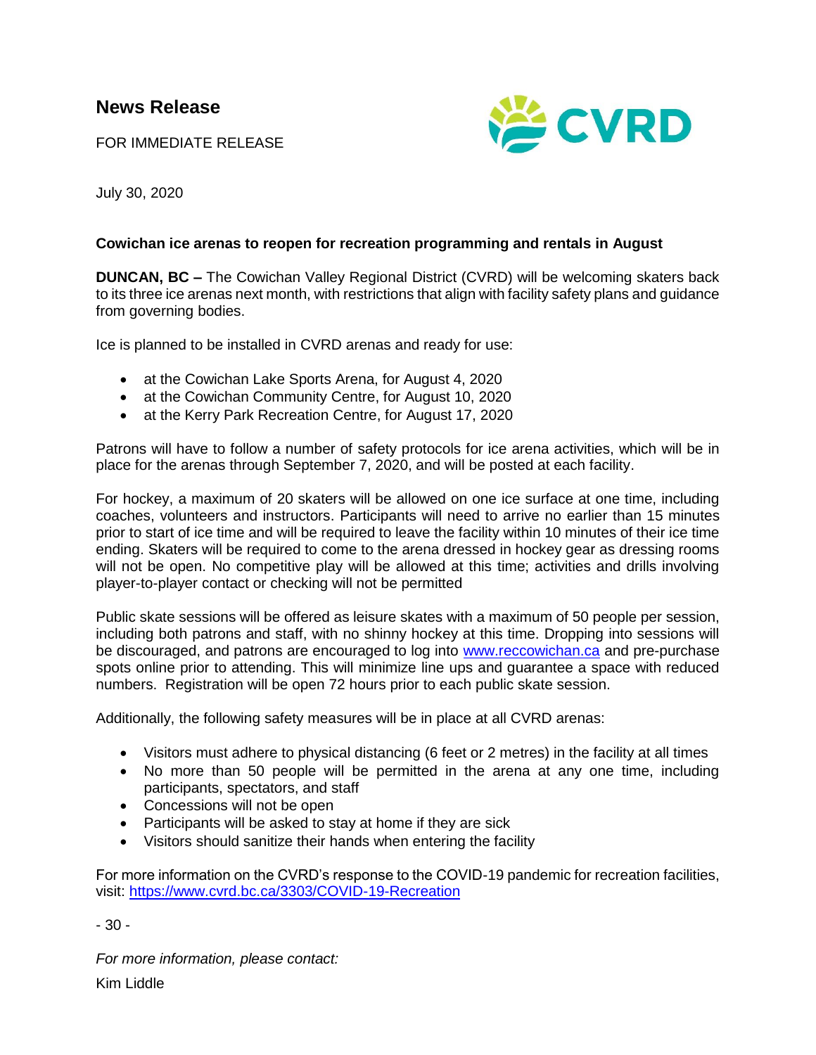# News Release

FOR IMMEDIATE RELEASE

July 30, 2020

**Cowichan ice arenas to reopen for recreation programming and rentals in August**

**DUNCAN, BC –** The Cowichan Valley Regional District (CVRD) will be welcoming skaters back to its three ice arenas next month, with restrictions that align with facility safety plans and guidance from governing bodies.

Ice is planned to be installed in CVRD arenas and ready for use:

- at the Cowichan Lake Sports Arena, for August 4, 2020
- at the Cowichan Community Centre, for August 10, 2020
- at the Kerry Park Recreation Centre, for August 17, 2020

Patrons will have to follow a number of safety protocols for ice arena activities, which will be in place for the arenas through September 7, 2020, and will be posted at each facility.

For hockey, a maximum of 20 skaters will be allowed on one ice surface at one time, including coaches, volunteers and instructors. Participants will need to arrive no earlier than 15 minutes prior to start of ice time and will be required to leave the facility within 10 minutes of their ice time ending. Skaters will be required to come to the arena dressed in hockey gear as dressing rooms will not be open. No competitive play will be allowed at this time; activities and drills involving player-to-player contact or checking will not be permitted

Public skate sessions will be offered as leisure skates with a maximum of 50 people per session, including both patrons and staff, with no shinny hockey at this time. Dropping into sessions will be discouraged, and patrons are encouraged to log into www.reccowichan.ca and pre-purchase spots online prior to attending. This will minimize line ups and guarantee a space with reduced numbers. Registration will be open 72 hours prior to each public skate session.

Additionally, the following safety measures will be in place at all CVRD arenas:

- Visitors must adhere to physical distancing (6 feet or 2 metres) in the facility at all times
- No more than 50 people will be permitted in the arena at any one time, including participants, spectators, and staff
- Concessions will not be open
- Participants will be asked to stay at home if they are sick
- Visitors should sanitize their hands when entering the facility

For more information on the CVRD's response to the COVID-19 pandemic for recreation facilities, visit: https://www.cvrd.bc.ca/3303/COVID-19-Recreation

\- 30 -

*For more information, please contact:*

Kim Liddle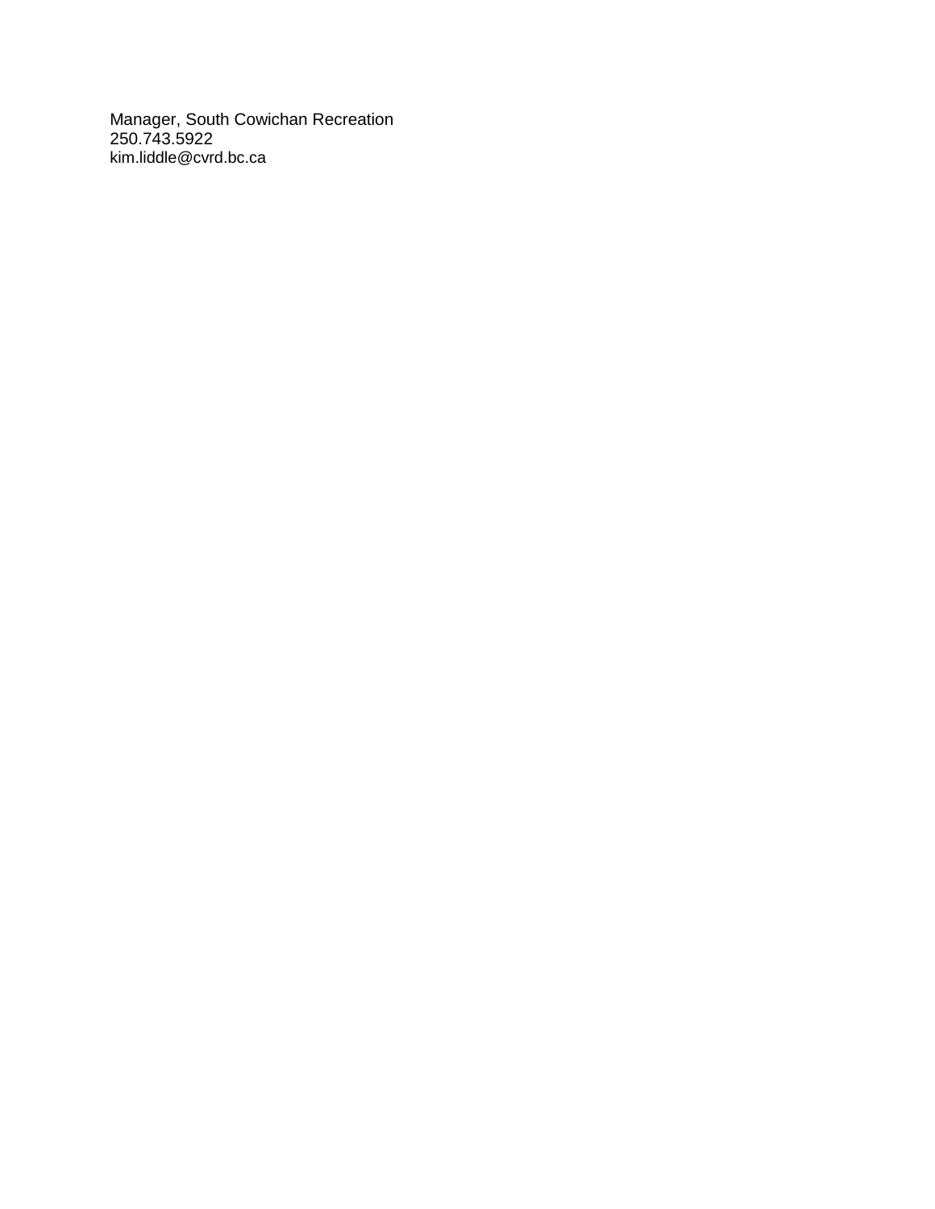Manager, South Cowichan Recreation
250.743.5922
kim.liddle@cvrd.bc.ca